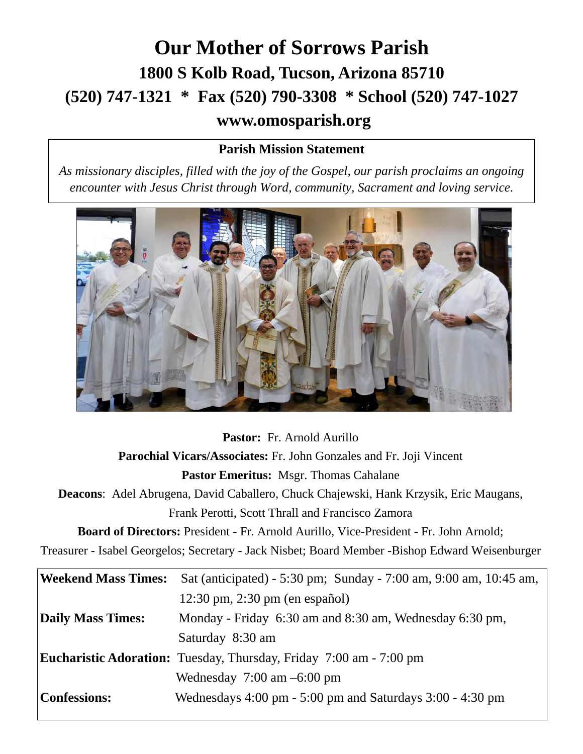# Our Mother of Sorrows Parish

## 1800 S Kolb Road, Tucson, Arizona 85710

## (520) 747-1321 * Fax (520) 790-3308 * School (520) 747-1027

## www.omosparish.org

**Parish Mission Statement**

*As missionary disciples, filled with the joy of the Gospel, our parish proclaims an ongoing encounter with Jesus Christ through Word, community, Sacrament and loving service.*

**Pastor:** Fr. Arnold Aurillo

**Parochial Vicars/Associates:** Fr. John Gonzales and Fr. Joji Vincent

**Pastor Emeritus:** Msgr. Thomas Cahalane

**Deacons**: Adel Abrugena, David Caballero, Chuck Chajewski, Hank Krzysik, Eric Maugans, Frank Perotti, Scott Thrall and Francisco Zamora

**Board of Directors:** President - Fr. Arnold Aurillo, Vice-President - Fr. John Arnold; Treasurer - Isabel Georgelos; Secretary - Jack Nisbet; Board Member -Bishop Edward Weisenburger

| | |
|---|---|
| **Weekend Mass Times:** | Sat (anticipated) - 5:30 pm; Sunday - 7:00 am, 9:00 am, 10:45 am, 12:30 pm, 2:30 pm (en español) |
| **Daily Mass Times:** | Monday - Friday 6:30 am and 8:30 am, Wednesday 6:30 pm, Saturday 8:30 am |
| **Eucharistic Adoration:** | Tuesday, Thursday, Friday 7:00 am - 7:00 pm<br>Wednesday 7:00 am –6:00 pm |
| **Confessions:** | Wednesdays 4:00 pm - 5:00 pm and Saturdays 3:00 - 4:30 pm |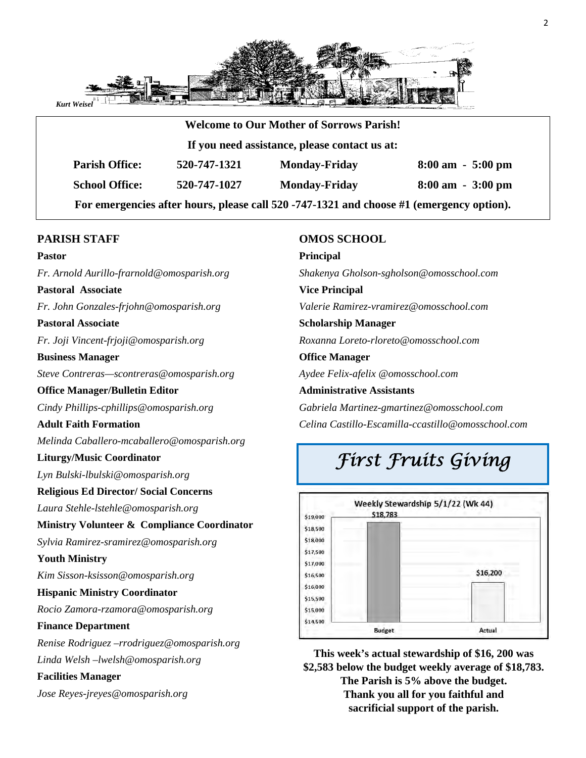Kurt Weisel

**Welcome to Our Mother of Sorrows Parish!**

**If you need assistance, please contact us at:**

| | | | |
|---|---|---|---|
| **Parish Office:** | **520-747-1321** | **Monday-Friday** | **8:00 am - 5:00 pm** |
| **School Office:** | **520-747-1027** | **Monday-Friday** | **8:00 am - 3:00 pm** |

**For emergencies after hours, please call 520 -747-1321 and choose #1 (emergency option).**

## PARISH STAFF

**Pastor**
*Fr. Arnold Aurillo-frarnold@omosparish.org*

**Pastoral Associate**
*Fr. John Gonzales-frjohn@omosparish.org*

**Pastoral Associate**
*Fr. Joji Vincent-frjoji@omosparish.org*

**Business Manager**
*Steve Contreras—scontreras@omosparish.org*

**Office Manager/Bulletin Editor**
*Cindy Phillips-cphillips@omosparish.org*

**Adult Faith Formation**
*Melinda Caballero-mcaballero@omosparish.org*

**Liturgy/Music Coordinator**
*Lyn Bulski-lbulski@omosparish.org*

**Religious Ed Director/ Social Concerns**
*Laura Stehle-lstehle@omosparish.org*

**Ministry Volunteer & Compliance Coordinator**
*Sylvia Ramirez-sramirez@omosparish.org*

**Youth Ministry**
*Kim Sisson-ksisson@omosparish.org*

**Hispanic Ministry Coordinator**
*Rocio Zamora-rzamora@omosparish.org*

**Finance Department**
*Renise Rodriguez –rrodriguez@omosparish.org*
*Linda Welsh –lwelsh@omosparish.org*

**Facilities Manager**
*Jose Reyes-jreyes@omosparish.org*

## OMOS SCHOOL

**Principal**
*Shakenya Gholson-sgholson@omosschool.com*

**Vice Principal**
*Valerie Ramirez-vramirez@omosschool.com*

**Scholarship Manager**
*Roxanna Loreto-rloreto@omosschool.com*

**Office Manager**
*Aydee Felix-afelix @omosschool.com*

**Administrative Assistants**
*Gabriela Martinez-gmartinez@omosschool.com*
*Celina Castillo-Escamilla-ccastillo@omosschool.com*

## *First Fruits Giving*

Weekly Stewardship 5/1/22 (Wk 44)

| | Budget | Actual |
|---|---|---|
| Amount | $18,783 | $16,200 |

**This week's actual stewardship of $16, 200 was $2,583 below the budget weekly average of $18,783. The Parish is 5% above the budget. Thank you all for you faithful and sacrificial support of the parish.**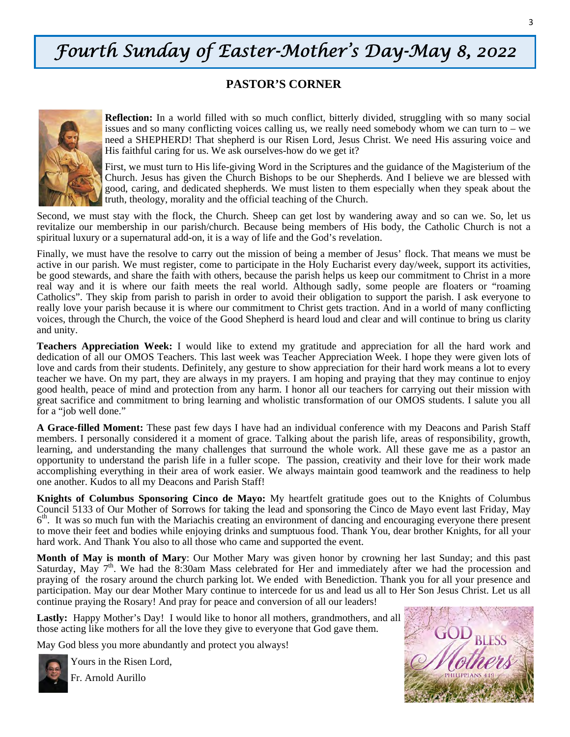# Fourth Sunday of Easter-Mother's Day-May 8, 2022

## PASTOR'S CORNER

**Reflection:** In a world filled with so much conflict, bitterly divided, struggling with so many social issues and so many conflicting voices calling us, we really need somebody whom we can turn to – we need a SHEPHERD! That shepherd is our Risen Lord, Jesus Christ. We need His assuring voice and His faithful caring for us. We ask ourselves-how do we get it?

First, we must turn to His life-giving Word in the Scriptures and the guidance of the Magisterium of the Church. Jesus has given the Church Bishops to be our Shepherds. And I believe we are blessed with good, caring, and dedicated shepherds. We must listen to them especially when they speak about the truth, theology, morality and the official teaching of the Church.

Second, we must stay with the flock, the Church. Sheep can get lost by wandering away and so can we. So, let us revitalize our membership in our parish/church. Because being members of His body, the Catholic Church is not a spiritual luxury or a supernatural add-on, it is a way of life and the God's revelation.

Finally, we must have the resolve to carry out the mission of being a member of Jesus' flock. That means we must be active in our parish. We must register, come to participate in the Holy Eucharist every day/week, support its activities, be good stewards, and share the faith with others, because the parish helps us keep our commitment to Christ in a more real way and it is where our faith meets the real world. Although sadly, some people are floaters or "roaming Catholics". They skip from parish to parish in order to avoid their obligation to support the parish. I ask everyone to really love your parish because it is where our commitment to Christ gets traction. And in a world of many conflicting voices, through the Church, the voice of the Good Shepherd is heard loud and clear and will continue to bring us clarity and unity.

**Teachers Appreciation Week:** I would like to extend my gratitude and appreciation for all the hard work and dedication of all our OMOS Teachers. This last week was Teacher Appreciation Week. I hope they were given lots of love and cards from their students. Definitely, any gesture to show appreciation for their hard work means a lot to every teacher we have. On my part, they are always in my prayers. I am hoping and praying that they may continue to enjoy good health, peace of mind and protection from any harm. I honor all our teachers for carrying out their mission with great sacrifice and commitment to bring learning and wholistic transformation of our OMOS students. I salute you all for a "job well done."

**A Grace-filled Moment:** These past few days I have had an individual conference with my Deacons and Parish Staff members. I personally considered it a moment of grace. Talking about the parish life, areas of responsibility, growth, learning, and understanding the many challenges that surround the whole work. All these gave me as a pastor an opportunity to understand the parish life in a fuller scope. The passion, creativity and their love for their work made accomplishing everything in their area of work easier. We always maintain good teamwork and the readiness to help one another. Kudos to all my Deacons and Parish Staff!

**Knights of Columbus Sponsoring Cinco de Mayo:** My heartfelt gratitude goes out to the Knights of Columbus Council 5133 of Our Mother of Sorrows for taking the lead and sponsoring the Cinco de Mayo event last Friday, May 6th. It was so much fun with the Mariachis creating an environment of dancing and encouraging everyone there present to move their feet and bodies while enjoying drinks and sumptuous food. Thank You, dear brother Knights, for all your hard work. And Thank You also to all those who came and supported the event.

**Month of May is month of Mary**: Our Mother Mary was given honor by crowning her last Sunday; and this past Saturday, May 7th. We had the 8:30am Mass celebrated for Her and immediately after we had the procession and praying of the rosary around the church parking lot. We ended with Benediction. Thank you for all your presence and participation. May our dear Mother Mary continue to intercede for us and lead us all to Her Son Jesus Christ. Let us all continue praying the Rosary! And pray for peace and conversion of all our leaders!

**Lastly:** Happy Mother's Day! I would like to honor all mothers, grandmothers, and all those acting like mothers for all the love they give to everyone that God gave them.

May God bless you more abundantly and protect you always!

Yours in the Risen Lord,

Fr. Arnold Aurillo

GOD BLESS Mothers
PHILIPPIANS 4:19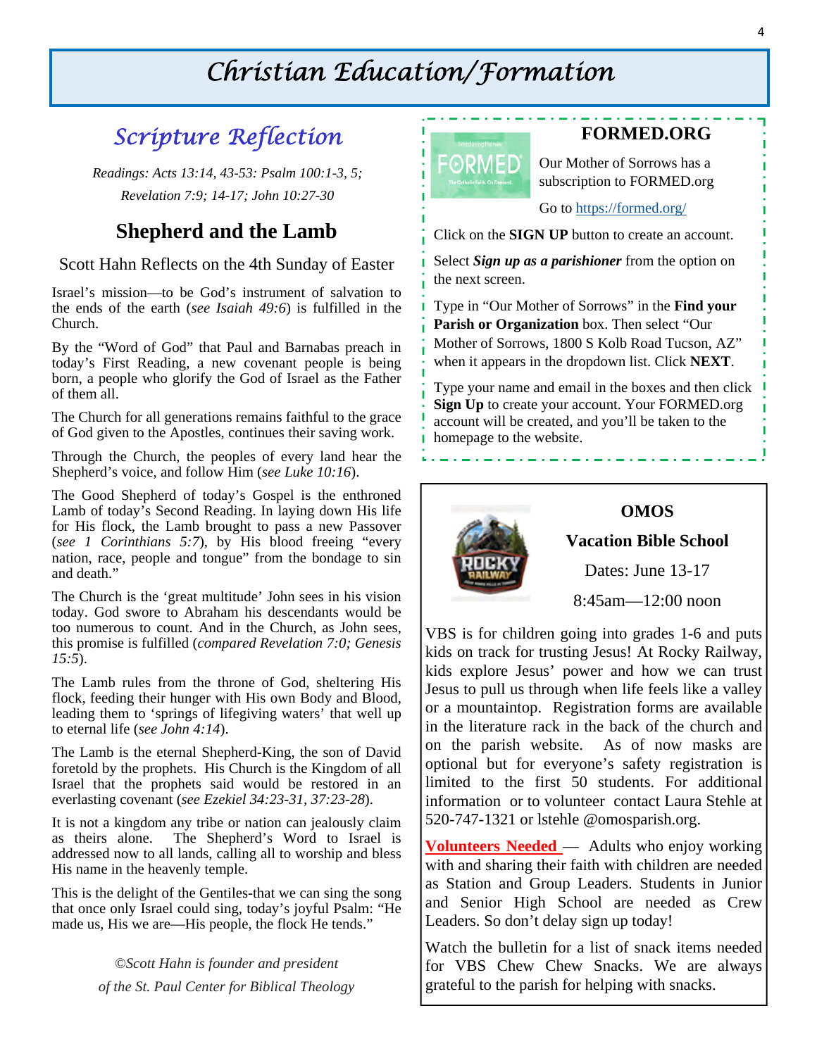# Christian Education/Formation

## Scripture Reflection

*Readings: Acts 13:14, 43-53: Psalm 100:1-3, 5; Revelation 7:9; 14-17; John 10:27-30*

### Shepherd and the Lamb

Scott Hahn Reflects on the 4th Sunday of Easter

Israel's mission—to be God's instrument of salvation to the ends of the earth (*see Isaiah 49:6*) is fulfilled in the Church.

By the "Word of God" that Paul and Barnabas preach in today's First Reading, a new covenant people is being born, a people who glorify the God of Israel as the Father of them all.

The Church for all generations remains faithful to the grace of God given to the Apostles, continues their saving work.

Through the Church, the peoples of every land hear the Shepherd's voice, and follow Him (*see Luke 10:16*).

The Good Shepherd of today's Gospel is the enthroned Lamb of today's Second Reading. In laying down His life for His flock, the Lamb brought to pass a new Passover (*see 1 Corinthians 5:7*), by His blood freeing "every nation, race, people and tongue" from the bondage to sin and death."

The Church is the 'great multitude' John sees in his vision today. God swore to Abraham his descendants would be too numerous to count. And in the Church, as John sees, this promise is fulfilled (*compared Revelation 7:0; Genesis 15:5*).

The Lamb rules from the throne of God, sheltering His flock, feeding their hunger with His own Body and Blood, leading them to 'springs of lifegiving waters' that well up to eternal life (*see John 4:14*).

The Lamb is the eternal Shepherd-King, the son of David foretold by the prophets. His Church is the Kingdom of all Israel that the prophets said would be restored in an everlasting covenant (*see Ezekiel 34:23-31, 37:23-28*).

It is not a kingdom any tribe or nation can jealously claim as theirs alone. The Shepherd's Word to Israel is addressed now to all lands, calling all to worship and bless His name in the heavenly temple.

This is the delight of the Gentiles-that we can sing the song that once only Israel could sing, today's joyful Psalm: "He made us, His we are—His people, the flock He tends."

*©Scott Hahn is founder and president of the St. Paul Center for Biblical Theology*

## FORMED.ORG

Our Mother of Sorrows has a subscription to FORMED.org

Go to https://formed.org/

Click on the **SIGN UP** button to create an account.

Select ***Sign up as a parishioner*** from the option on the next screen.

Type in "Our Mother of Sorrows" in the **Find your Parish or Organization** box. Then select "Our Mother of Sorrows, 1800 S Kolb Road Tucson, AZ" when it appears in the dropdown list. Click **NEXT**.

Type your name and email in the boxes and then click **Sign Up** to create your account. Your FORMED.org account will be created, and you'll be taken to the homepage to the website.

## OMOS Vacation Bible School

Dates: June 13-17

8:45am—12:00 noon

VBS is for children going into grades 1-6 and puts kids on track for trusting Jesus! At Rocky Railway, kids explore Jesus' power and how we can trust Jesus to pull us through when life feels like a valley or a mountaintop. Registration forms are available in the literature rack in the back of the church and on the parish website. As of now masks are optional but for everyone's safety registration is limited to the first 50 students. For additional information or to volunteer contact Laura Stehle at 520-747-1321 or lstehle @omosparish.org.

**Volunteers Needed** — Adults who enjoy working with and sharing their faith with children are needed as Station and Group Leaders. Students in Junior and Senior High School are needed as Crew Leaders. So don't delay sign up today!

Watch the bulletin for a list of snack items needed for VBS Chew Chew Snacks. We are always grateful to the parish for helping with snacks.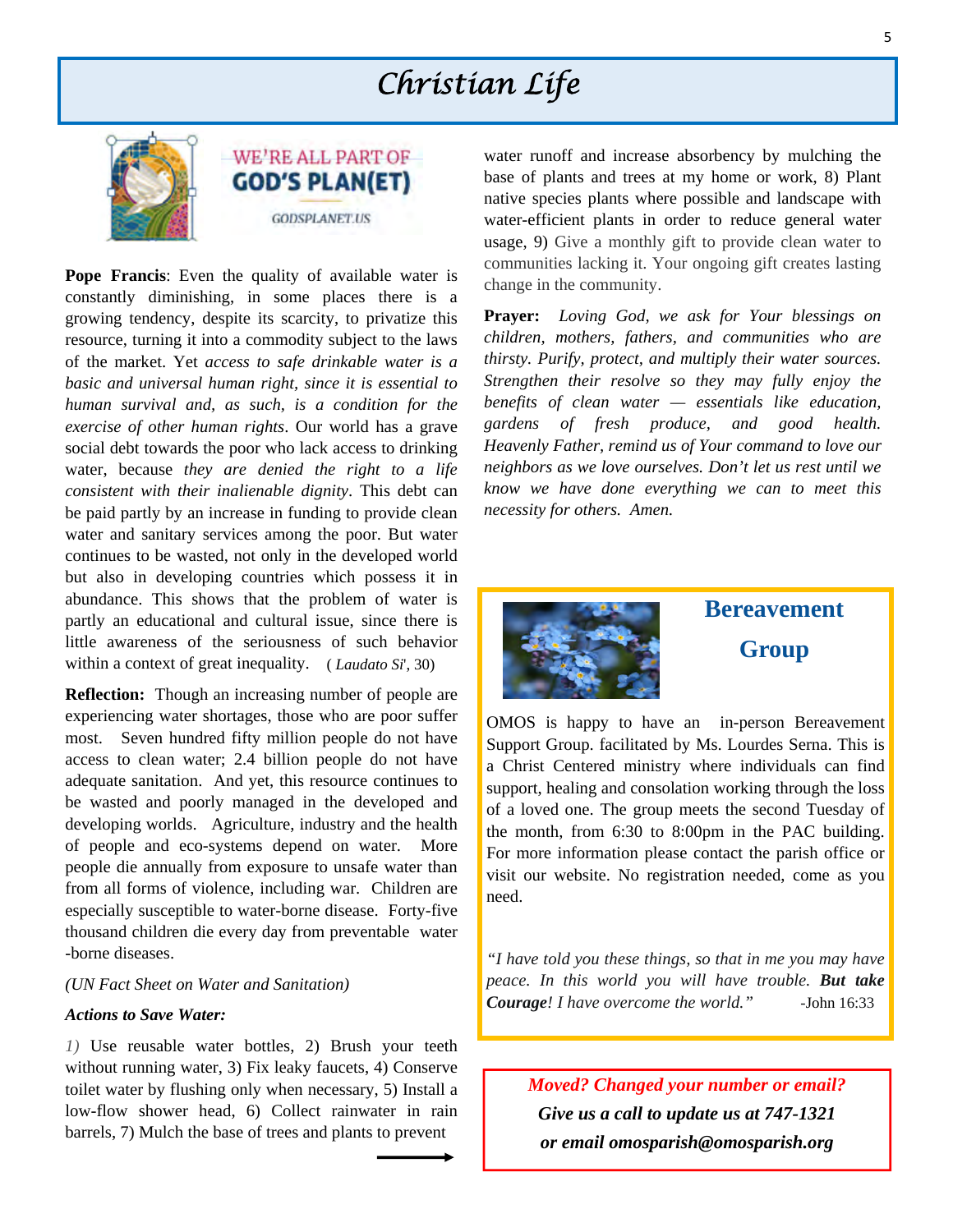# Christian Life

WE'RE ALL PART OF
GOD'S PLAN(ET)
GODSPLANET.US

**Pope Francis**: Even the quality of available water is constantly diminishing, in some places there is a growing tendency, despite its scarcity, to privatize this resource, turning it into a commodity subject to the laws of the market. Yet *access to safe drinkable water is a basic and universal human right, since it is essential to human survival and, as such, is a condition for the exercise of other human rights*. Our world has a grave social debt towards the poor who lack access to drinking water, because *they are denied the right to a life consistent with their inalienable dignity*. This debt can be paid partly by an increase in funding to provide clean water and sanitary services among the poor. But water continues to be wasted, not only in the developed world but also in developing countries which possess it in abundance. This shows that the problem of water is partly an educational and cultural issue, since there is little awareness of the seriousness of such behavior within a context of great inequality. ( *Laudato Si'*, 30)

**Reflection:** Though an increasing number of people are experiencing water shortages, those who are poor suffer most. Seven hundred fifty million people do not have access to clean water; 2.4 billion people do not have adequate sanitation. And yet, this resource continues to be wasted and poorly managed in the developed and developing worlds. Agriculture, industry and the health of people and eco-systems depend on water. More people die annually from exposure to unsafe water than from all forms of violence, including war. Children are especially susceptible to water-borne disease. Forty-five thousand children die every day from preventable water -borne diseases.

*(UN Fact Sheet on Water and Sanitation)*

***Actions to Save Water:***

*1)* Use reusable water bottles, 2) Brush your teeth without running water, 3) Fix leaky faucets, 4) Conserve toilet water by flushing only when necessary, 5) Install a low-flow shower head, 6) Collect rainwater in rain barrels, 7) Mulch the base of trees and plants to prevent water runoff and increase absorbency by mulching the base of plants and trees at my home or work, 8) Plant native species plants where possible and landscape with water-efficient plants in order to reduce general water usage, 9) Give a monthly gift to provide clean water to communities lacking it. Your ongoing gift creates lasting change in the community.

**Prayer:** *Loving God, we ask for Your blessings on children, mothers, fathers, and communities who are thirsty. Purify, protect, and multiply their water sources. Strengthen their resolve so they may fully enjoy the benefits of clean water — essentials like education, gardens of fresh produce, and good health. Heavenly Father, remind us of Your command to love our neighbors as we love ourselves. Don't let us rest until we know we have done everything we can to meet this necessity for others. Amen.*

## Bereavement Group

OMOS is happy to have an in-person Bereavement Support Group. facilitated by Ms. Lourdes Serna. This is a Christ Centered ministry where individuals can find support, healing and consolation working through the loss of a loved one. The group meets the second Tuesday of the month, from 6:30 to 8:00pm in the PAC building. For more information please contact the parish office or visit our website. No registration needed, come as you need.

*"I have told you these things, so that in me you may have peace. In this world you will have trouble.* ***But take Courage****! I have overcome the world."* -John 16:33

***Moved? Changed your number or email?***
***Give us a call to update us at 747-1321***
***or email omosparish@omosparish.org***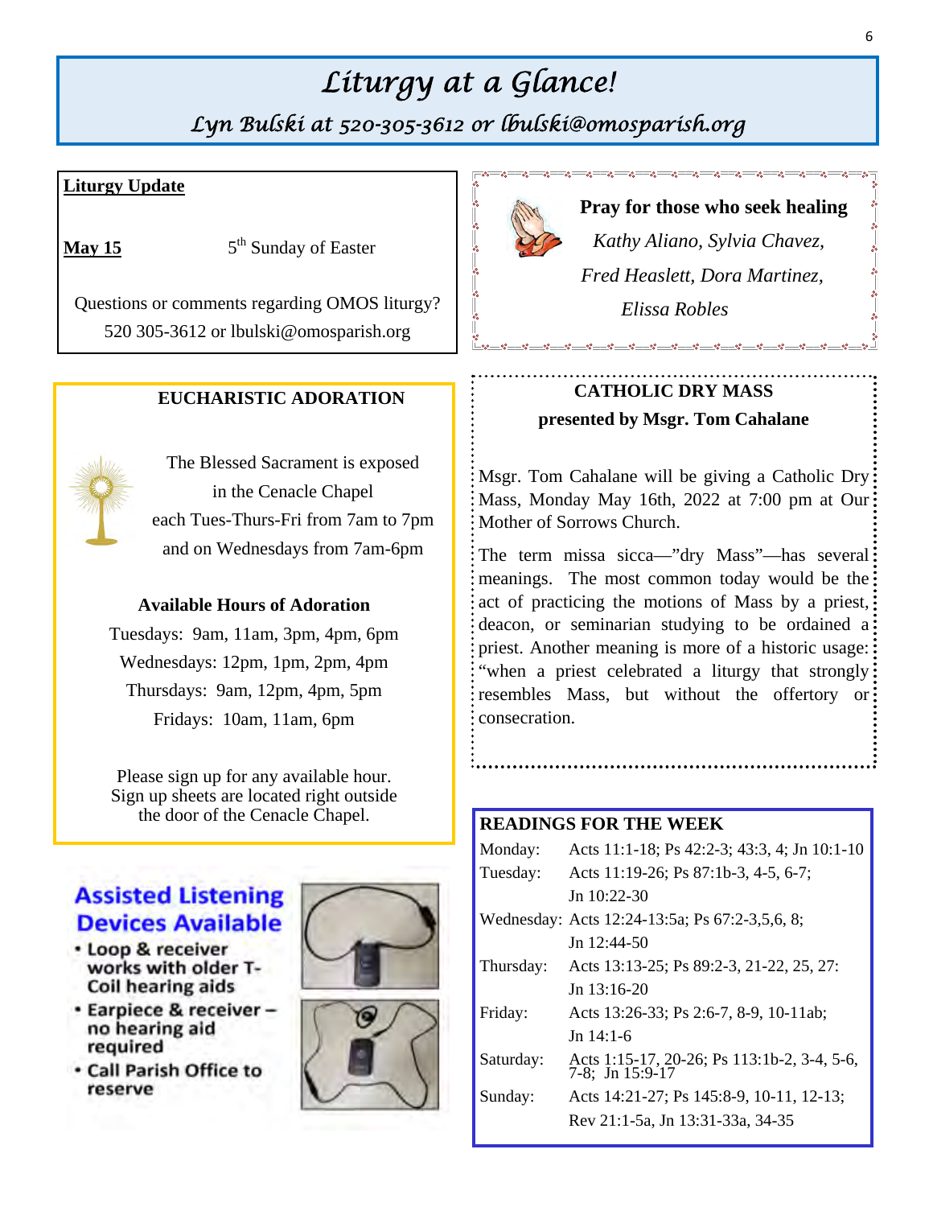# Liturgy at a Glance!

## Lyn Bulski at 520-305-3612 or lbulski@omosparish.org

**Liturgy Update**

**May 15** 5th Sunday of Easter

Questions or comments regarding OMOS liturgy? 520 305-3612 or lbulski@omosparish.org

**Pray for those who seek healing**

*Kathy Aliano, Sylvia Chavez, Fred Heaslett, Dora Martinez, Elissa Robles*

### EUCHARISTIC ADORATION

The Blessed Sacrament is exposed in the Cenacle Chapel each Tues-Thurs-Fri from 7am to 7pm and on Wednesdays from 7am-6pm

**Available Hours of Adoration**

Tuesdays: 9am, 11am, 3pm, 4pm, 6pm
Wednesdays: 12pm, 1pm, 2pm, 4pm
Thursdays: 9am, 12pm, 4pm, 5pm
Fridays: 10am, 11am, 6pm

Please sign up for any available hour. Sign up sheets are located right outside the door of the Cenacle Chapel.

### CATHOLIC DRY MASS presented by Msgr. Tom Cahalane

Msgr. Tom Cahalane will be giving a Catholic Dry Mass, Monday May 16th, 2022 at 7:00 pm at Our Mother of Sorrows Church.

The term missa sicca—"dry Mass"—has several meanings. The most common today would be the act of practicing the motions of Mass by a priest, deacon, or seminarian studying to be ordained a priest. Another meaning is more of a historic usage: "when a priest celebrated a liturgy that strongly resembles Mass, but without the offertory or consecration.

### Assisted Listening Devices Available

- Loop & receiver works with older T-Coil hearing aids
- Earpiece & receiver – no hearing aid required
- Call Parish Office to reserve

### READINGS FOR THE WEEK

| | |
|---|---|
| Monday: | Acts 11:1-18; Ps 42:2-3; 43:3, 4; Jn 10:1-10 |
| Tuesday: | Acts 11:19-26; Ps 87:1b-3, 4-5, 6-7; Jn 10:22-30 |
| Wednesday: | Acts 12:24-13:5a; Ps 67:2-3,5,6, 8; Jn 12:44-50 |
| Thursday: | Acts 13:13-25; Ps 89:2-3, 21-22, 25, 27: Jn 13:16-20 |
| Friday: | Acts 13:26-33; Ps 2:6-7, 8-9, 10-11ab; Jn 14:1-6 |
| Saturday: | Acts 1:15-17, 20-26; Ps 113:1b-2, 3-4, 5-6, 7-8; Jn 15:9-17 |
| Sunday: | Acts 14:21-27; Ps 145:8-9, 10-11, 12-13; Rev 21:1-5a, Jn 13:31-33a, 34-35 |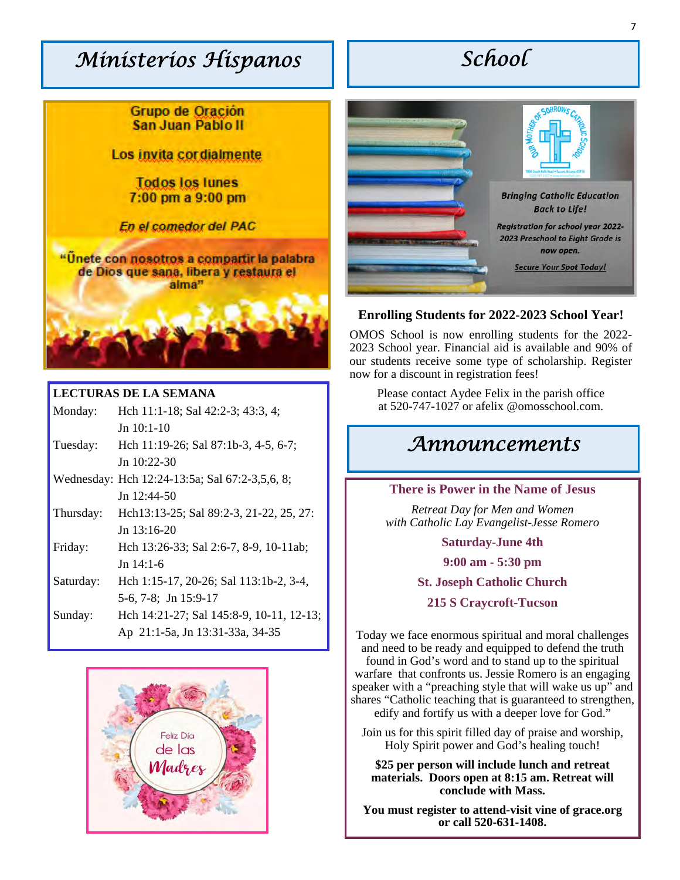# Ministerios Hispanos

Grupo de Oración
San Juan Pablo II

Los invita cordialmente

Todos los lunes
7:00 pm a 9:00 pm

*En el comedor del PAC*

"Únete con nosotros a compartir la palabra de Dios que sana, libera y restaura el alma"

**LECTURAS DE LA SEMANA**

| | |
|---|---|
| Monday: | Hch 11:1-18; Sal 42:2-3; 43:3, 4; Jn 10:1-10 |
| Tuesday: | Hch 11:19-26; Sal 87:1b-3, 4-5, 6-7; Jn 10:22-30 |
| Wednesday: | Hch 12:24-13:5a; Sal 67:2-3,5,6, 8; Jn 12:44-50 |
| Thursday: | Hch13:13-25; Sal 89:2-3, 21-22, 25, 27: Jn 13:16-20 |
| Friday: | Hch 13:26-33; Sal 2:6-7, 8-9, 10-11ab; Jn 14:1-6 |
| Saturday: | Hch 1:15-17, 20-26; Sal 113:1b-2, 3-4, 5-6, 7-8; Jn 15:9-17 |
| Sunday: | Hch 14:21-27; Sal 145:8-9, 10-11, 12-13; Ap 21:1-5a, Jn 13:31-33a, 34-35 |

Feliz Día de las Madres

# School

Our Mother of Sorrows Catholic School

*Bringing Catholic Education Back to Life!*

*Registration for school year 2022-2023 Preschool to Eight Grade is now open.*

*Secure Your Spot Today!*

**Enrolling Students for 2022-2023 School Year!**

OMOS School is now enrolling students for the 2022-2023 School year. Financial aid is available and 90% of our students receive some type of scholarship. Register now for a discount in registration fees!

Please contact Aydee Felix in the parish office at 520-747-1027 or afelix @omosschool.com.

# Announcements

**There is Power in the Name of Jesus**

*Retreat Day for Men and Women with Catholic Lay Evangelist-Jesse Romero*

**Saturday-June 4th**

**9:00 am - 5:30 pm**

**St. Joseph Catholic Church**

**215 S Craycroft-Tucson**

Today we face enormous spiritual and moral challenges and need to be ready and equipped to defend the truth found in God's word and to stand up to the spiritual warfare that confronts us. Jessie Romero is an engaging speaker with a "preaching style that will wake us up" and shares "Catholic teaching that is guaranteed to strengthen, edify and fortify us with a deeper love for God."

Join us for this spirit filled day of praise and worship, Holy Spirit power and God's healing touch!

**$25 per person will include lunch and retreat materials. Doors open at 8:15 am. Retreat will conclude with Mass.**

**You must register to attend-visit vine of grace.org or call 520-631-1408.**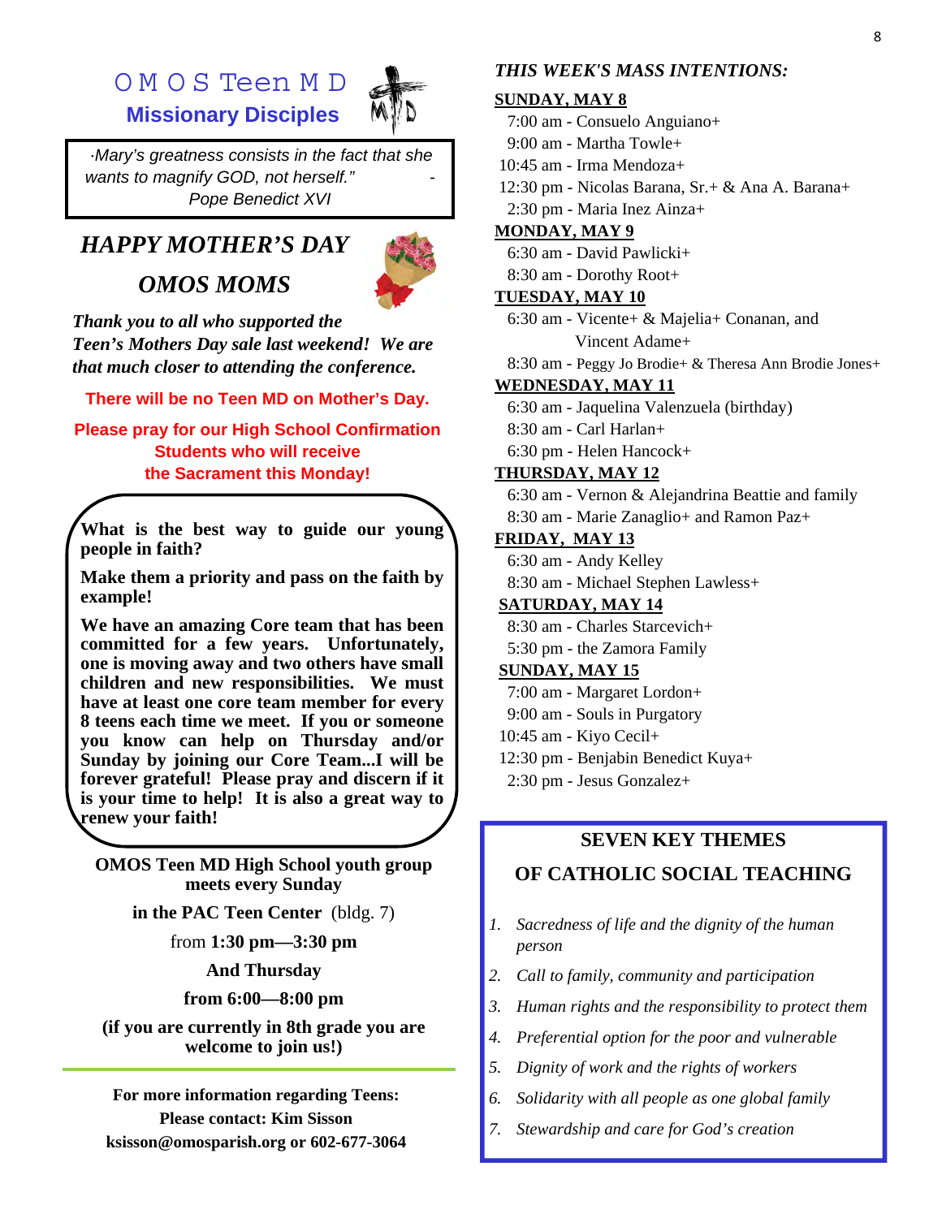# O M O S Teen M D

## Missionary Disciples

> ·Mary's greatness consists in the fact that she wants to magnify GOD, not herself." - Pope Benedict XVI

## *HAPPY MOTHER'S DAY*

## *OMOS MOMS*

***Thank you to all who supported the Teen's Mothers Day sale last weekend! We are that much closer to attending the conference.***

**There will be no Teen MD on Mother's Day.**

**Please pray for our High School Confirmation Students who will receive the Sacrament this Monday!**

**What is the best way to guide our young people in faith?**

**Make them a priority and pass on the faith by example!**

**We have an amazing Core team that has been committed for a few years. Unfortunately, one is moving away and two others have small children and new responsibilities. We must have at least one core team member for every 8 teens each time we meet. If you or someone you know can help on Thursday and/or Sunday by joining our Core Team...I will be forever grateful! Please pray and discern if it is your time to help! It is also a great way to renew your faith!**

**OMOS Teen MD High School youth group meets every Sunday**

**in the PAC Teen Center** (bldg. 7)

from **1:30 pm—3:30 pm**

**And Thursday**

**from 6:00—8:00 pm**

**(if you are currently in 8th grade you are welcome to join us!)**

**For more information regarding Teens:**
**Please contact: Kim Sisson**
**ksisson@omosparish.org or 602-677-3064**

## *THIS WEEK'S MASS INTENTIONS:*

**SUNDAY, MAY 8**
- 7:00 am - Consuelo Anguiano+
- 9:00 am - Martha Towle+
- 10:45 am - Irma Mendoza+
- 12:30 pm - Nicolas Barana, Sr.+ & Ana A. Barana+
- 2:30 pm - Maria Inez Ainza+

**MONDAY, MAY 9**
- 6:30 am - David Pawlicki+
- 8:30 am - Dorothy Root+

**TUESDAY, MAY 10**
- 6:30 am - Vicente+ & Majelia+ Conanan, and Vincent Adame+
- 8:30 am - Peggy Jo Brodie+ & Theresa Ann Brodie Jones+

**WEDNESDAY, MAY 11**
- 6:30 am - Jaquelina Valenzuela (birthday)
- 8:30 am - Carl Harlan+
- 6:30 pm - Helen Hancock+

**THURSDAY, MAY 12**
- 6:30 am - Vernon & Alejandrina Beattie and family
- 8:30 am - Marie Zanaglio+ and Ramon Paz+

**FRIDAY, MAY 13**
- 6:30 am - Andy Kelley
- 8:30 am - Michael Stephen Lawless+

**SATURDAY, MAY 14**
- 8:30 am - Charles Starcevich+
- 5:30 pm - the Zamora Family

**SUNDAY, MAY 15**
- 7:00 am - Margaret Lordon+
- 9:00 am - Souls in Purgatory
- 10:45 am - Kiyo Cecil+
- 12:30 pm - Benjabin Benedict Kuya+
- 2:30 pm - Jesus Gonzalez+

## SEVEN KEY THEMES OF CATHOLIC SOCIAL TEACHING

1. *Sacredness of life and the dignity of the human person*
2. *Call to family, community and participation*
3. *Human rights and the responsibility to protect them*
4. *Preferential option for the poor and vulnerable*
5. *Dignity of work and the rights of workers*
6. *Solidarity with all people as one global family*
7. *Stewardship and care for God's creation*